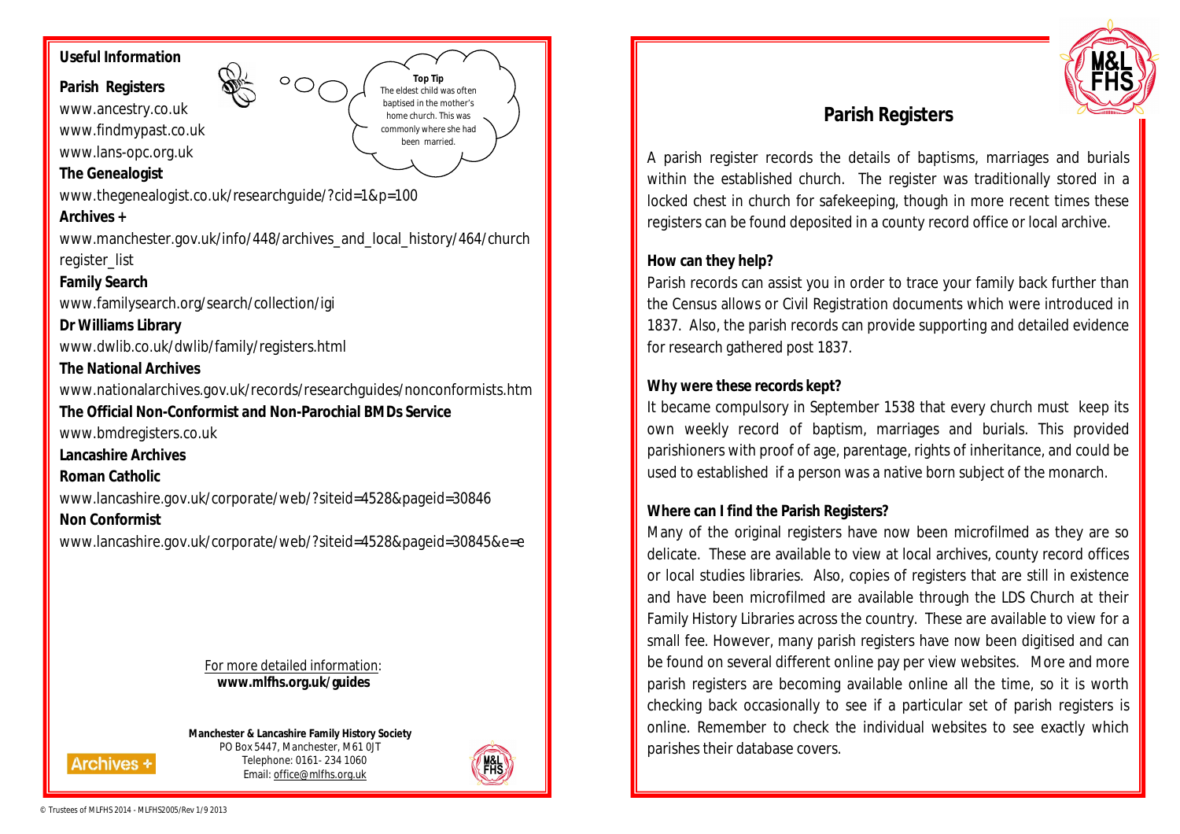## Useful Information

**Parish Registers**

www.ancestry.co.uk
www.findmypast.co.uk
www.lans-opc.org.uk

**Top Tip**
The eldest child was often baptised in the mother's home church. This was commonly where she had been married.

**The Genealogist**

www.thegenealogist.co.uk/researchguide/?cid=1&p=100

**Archives +**

www.manchester.gov.uk/info/448/archives_and_local_history/464/church register_list

**Family Search**

www.familysearch.org/search/collection/igi

**Dr Williams Library**

www.dwlib.co.uk/dwlib/family/registers.html

**The National Archives**

www.nationalarchives.gov.uk/records/researchguides/nonconformists.htm

**The Official Non-Conformist and Non-Parochial BMDs Service**

www.bmdregisters.co.uk

**Lancashire Archives**

**Roman Catholic**

www.lancashire.gov.uk/corporate/web/?siteid=4528&pageid=30846

**Non Conformist**

www.lancashire.gov.uk/corporate/web/?siteid=4528&pageid=30845&e=e

For more detailed information:
**www.mlfhs.org.uk/guides**

**Manchester & Lancashire Family History Society**
PO Box 5447, Manchester, M61 0JT
Telephone: 0161- 234 1060
Email: office@mlfhs.org.uk

© Trustees of MLFHS 2014 - MLFHS2005/Rev 1/9 2013

# Parish Registers

A parish register records the details of baptisms, marriages and burials within the established church. The register was traditionally stored in a locked chest in church for safekeeping, though in more recent times these registers can be found deposited in a county record office or local archive.

**How can they help?**

Parish records can assist you in order to trace your family back further than the Census allows or Civil Registration documents which were introduced in 1837. Also, the parish records can provide supporting and detailed evidence for research gathered post 1837.

**Why were these records kept?**

It became compulsory in September 1538 that every church must keep its own weekly record of baptism, marriages and burials. This provided parishioners with proof of age, parentage, rights of inheritance, and could be used to established if a person was a native born subject of the monarch.

**Where can I find the Parish Registers?**

Many of the original registers have now been microfilmed as they are so delicate. These are available to view at local archives, county record offices or local studies libraries. Also, copies of registers that are still in existence and have been microfilmed are available through the LDS Church at their Family History Libraries across the country. These are available to view for a small fee. However, many parish registers have now been digitised and can be found on several different online pay per view websites. More and more parish registers are becoming available online all the time, so it is worth checking back occasionally to see if a particular set of parish registers is online. Remember to check the individual websites to see exactly which parishes their database covers.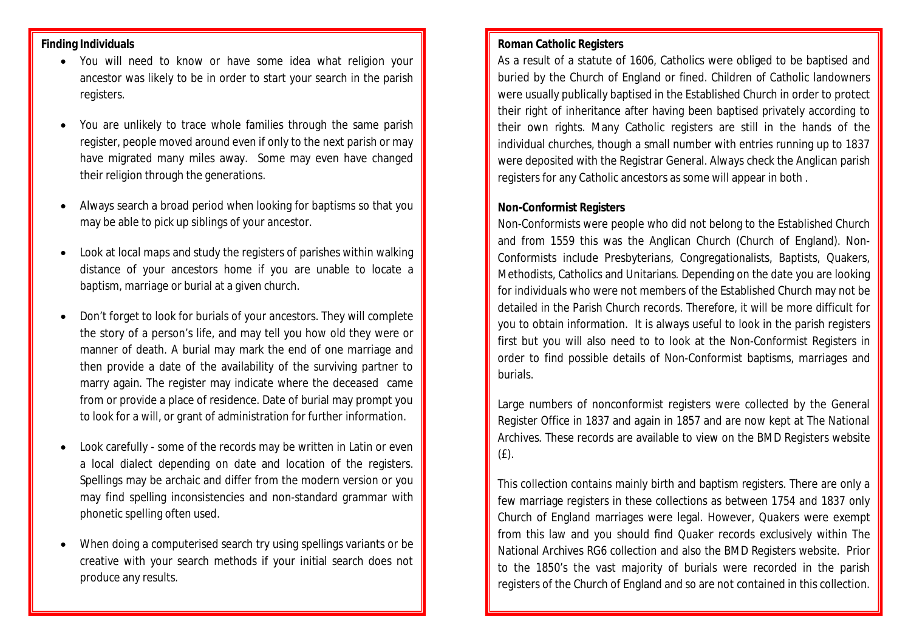**Finding Individuals**

- You will need to know or have some idea what religion your ancestor was likely to be in order to start your search in the parish registers.
- You are unlikely to trace whole families through the same parish register, people moved around even if only to the next parish or may have migrated many miles away. Some may even have changed their religion through the generations.
- Always search a broad period when looking for baptisms so that you may be able to pick up siblings of your ancestor.
- Look at local maps and study the registers of parishes within walking distance of your ancestors home if you are unable to locate a baptism, marriage or burial at a given church.
- Don't forget to look for burials of your ancestors. They will complete the story of a person's life, and may tell you how old they were or manner of death. A burial may mark the end of one marriage and then provide a date of the availability of the surviving partner to marry again. The register may indicate where the deceased came from or provide a place of residence. Date of burial may prompt you to look for a will, or grant of administration for further information.
- Look carefully - some of the records may be written in Latin or even a local dialect depending on date and location of the registers. Spellings may be archaic and differ from the modern version or you may find spelling inconsistencies and non-standard grammar with phonetic spelling often used.
- When doing a computerised search try using spellings variants or be creative with your search methods if your initial search does not produce any results.

**Roman Catholic Registers**

As a result of a statute of 1606, Catholics were obliged to be baptised and buried by the Church of England or fined. Children of Catholic landowners were usually publically baptised in the Established Church in order to protect their right of inheritance after having been baptised privately according to their own rights. Many Catholic registers are still in the hands of the individual churches, though a small number with entries running up to 1837 were deposited with the Registrar General. Always check the Anglican parish registers for any Catholic ancestors as some will appear in both .

**Non-Conformist Registers**

Non-Conformists were people who did not belong to the Established Church and from 1559 this was the Anglican Church (Church of England). Non-Conformists include Presbyterians, Congregationalists, Baptists, Quakers, Methodists, Catholics and Unitarians. Depending on the date you are looking for individuals who were not members of the Established Church may not be detailed in the Parish Church records. Therefore, it will be more difficult for you to obtain information. It is always useful to look in the parish registers first but you will also need to to look at the Non-Conformist Registers in order to find possible details of Non-Conformist baptisms, marriages and burials.

Large numbers of nonconformist registers were collected by the General Register Office in 1837 and again in 1857 and are now kept at The National Archives. These records are available to view on the BMD Registers website (£).

This collection contains mainly birth and baptism registers. There are only a few marriage registers in these collections as between 1754 and 1837 only Church of England marriages were legal. However, Quakers were exempt from this law and you should find Quaker records exclusively within The National Archives RG6 collection and also the BMD Registers website. Prior to the 1850's the vast majority of burials were recorded in the parish registers of the Church of England and so are not contained in this collection.